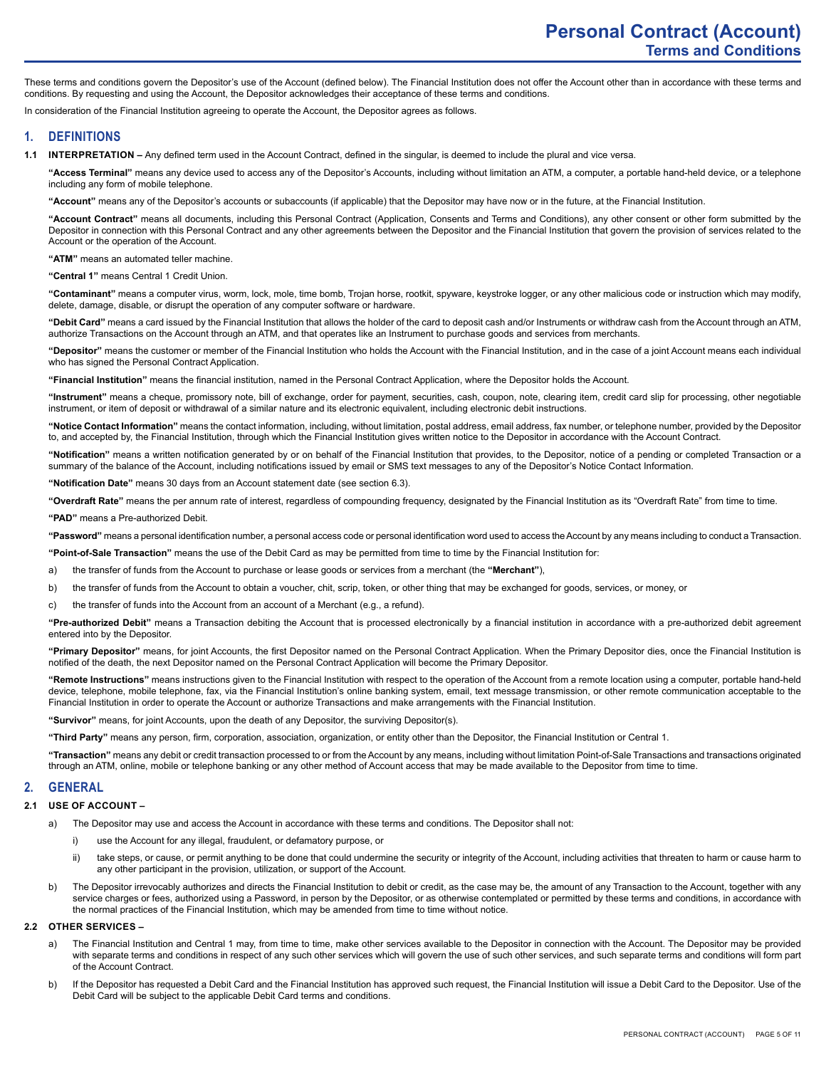# Personal Contract (Account)
## Terms and Conditions

These terms and conditions govern the Depositor's use of the Account (defined below). The Financial Institution does not offer the Account other than in accordance with these terms and conditions. By requesting and using the Account, the Depositor acknowledges their acceptance of these terms and conditions.

In consideration of the Financial Institution agreeing to operate the Account, the Depositor agrees as follows.

## 1. DEFINITIONS

**1.1 INTERPRETATION –** Any defined term used in the Account Contract, defined in the singular, is deemed to include the plural and vice versa.

**"Access Terminal"** means any device used to access any of the Depositor's Accounts, including without limitation an ATM, a computer, a portable hand-held device, or a telephone including any form of mobile telephone.

**"Account"** means any of the Depositor's accounts or subaccounts (if applicable) that the Depositor may have now or in the future, at the Financial Institution.

**"Account Contract"** means all documents, including this Personal Contract (Application, Consents and Terms and Conditions), any other consent or other form submitted by the Depositor in connection with this Personal Contract and any other agreements between the Depositor and the Financial Institution that govern the provision of services related to the Account or the operation of the Account.

**"ATM"** means an automated teller machine.

**"Central 1"** means Central 1 Credit Union.

**"Contaminant"** means a computer virus, worm, lock, mole, time bomb, Trojan horse, rootkit, spyware, keystroke logger, or any other malicious code or instruction which may modify, delete, damage, disable, or disrupt the operation of any computer software or hardware.

**"Debit Card"** means a card issued by the Financial Institution that allows the holder of the card to deposit cash and/or Instruments or withdraw cash from the Account through an ATM, authorize Transactions on the Account through an ATM, and that operates like an Instrument to purchase goods and services from merchants.

**"Depositor"** means the customer or member of the Financial Institution who holds the Account with the Financial Institution, and in the case of a joint Account means each individual who has signed the Personal Contract Application.

**"Financial Institution"** means the financial institution, named in the Personal Contract Application, where the Depositor holds the Account.

**"Instrument"** means a cheque, promissory note, bill of exchange, order for payment, securities, cash, coupon, note, clearing item, credit card slip for processing, other negotiable instrument, or item of deposit or withdrawal of a similar nature and its electronic equivalent, including electronic debit instructions.

**"Notice Contact Information"** means the contact information, including, without limitation, postal address, email address, fax number, or telephone number, provided by the Depositor to, and accepted by, the Financial Institution, through which the Financial Institution gives written notice to the Depositor in accordance with the Account Contract.

**"Notification"** means a written notification generated by or on behalf of the Financial Institution that provides, to the Depositor, notice of a pending or completed Transaction or a summary of the balance of the Account, including notifications issued by email or SMS text messages to any of the Depositor's Notice Contact Information.

**"Notification Date"** means 30 days from an Account statement date (see section 6.3).

**"Overdraft Rate"** means the per annum rate of interest, regardless of compounding frequency, designated by the Financial Institution as its "Overdraft Rate" from time to time.

**"PAD"** means a Pre-authorized Debit.

**"Password"** means a personal identification number, a personal access code or personal identification word used to access the Account by any means including to conduct a Transaction.

**"Point-of-Sale Transaction"** means the use of the Debit Card as may be permitted from time to time by the Financial Institution for:

a) the transfer of funds from the Account to purchase or lease goods or services from a merchant (the **"Merchant"**),

b) the transfer of funds from the Account to obtain a voucher, chit, scrip, token, or other thing that may be exchanged for goods, services, or money, or

c) the transfer of funds into the Account from an account of a Merchant (e.g., a refund).

**"Pre-authorized Debit"** means a Transaction debiting the Account that is processed electronically by a financial institution in accordance with a pre-authorized debit agreement entered into by the Depositor.

**"Primary Depositor"** means, for joint Accounts, the first Depositor named on the Personal Contract Application. When the Primary Depositor dies, once the Financial Institution is notified of the death, the next Depositor named on the Personal Contract Application will become the Primary Depositor.

**"Remote Instructions"** means instructions given to the Financial Institution with respect to the operation of the Account from a remote location using a computer, portable hand-held device, telephone, mobile telephone, fax, via the Financial Institution's online banking system, email, text message transmission, or other remote communication acceptable to the Financial Institution in order to operate the Account or authorize Transactions and make arrangements with the Financial Institution.

**"Survivor"** means, for joint Accounts, upon the death of any Depositor, the surviving Depositor(s).

**"Third Party"** means any person, firm, corporation, association, organization, or entity other than the Depositor, the Financial Institution or Central 1.

**"Transaction"** means any debit or credit transaction processed to or from the Account by any means, including without limitation Point-of-Sale Transactions and transactions originated through an ATM, online, mobile or telephone banking or any other method of Account access that may be made available to the Depositor from time to time.

## 2. GENERAL

**2.1 USE OF ACCOUNT –**

a) The Depositor may use and access the Account in accordance with these terms and conditions. The Depositor shall not:

   i) use the Account for any illegal, fraudulent, or defamatory purpose, or

   ii) take steps, or cause, or permit anything to be done that could undermine the security or integrity of the Account, including activities that threaten to harm or cause harm to any other participant in the provision, utilization, or support of the Account.

b) The Depositor irrevocably authorizes and directs the Financial Institution to debit or credit, as the case may be, the amount of any Transaction to the Account, together with any service charges or fees, authorized using a Password, in person by the Depositor, or as otherwise contemplated or permitted by these terms and conditions, in accordance with the normal practices of the Financial Institution, which may be amended from time to time without notice.

**2.2 OTHER SERVICES –**

a) The Financial Institution and Central 1 may, from time to time, make other services available to the Depositor in connection with the Account. The Depositor may be provided with separate terms and conditions in respect of any such other services which will govern the use of such other services, and such separate terms and conditions will form part of the Account Contract.

b) If the Depositor has requested a Debit Card and the Financial Institution has approved such request, the Financial Institution will issue a Debit Card to the Depositor. Use of the Debit Card will be subject to the applicable Debit Card terms and conditions.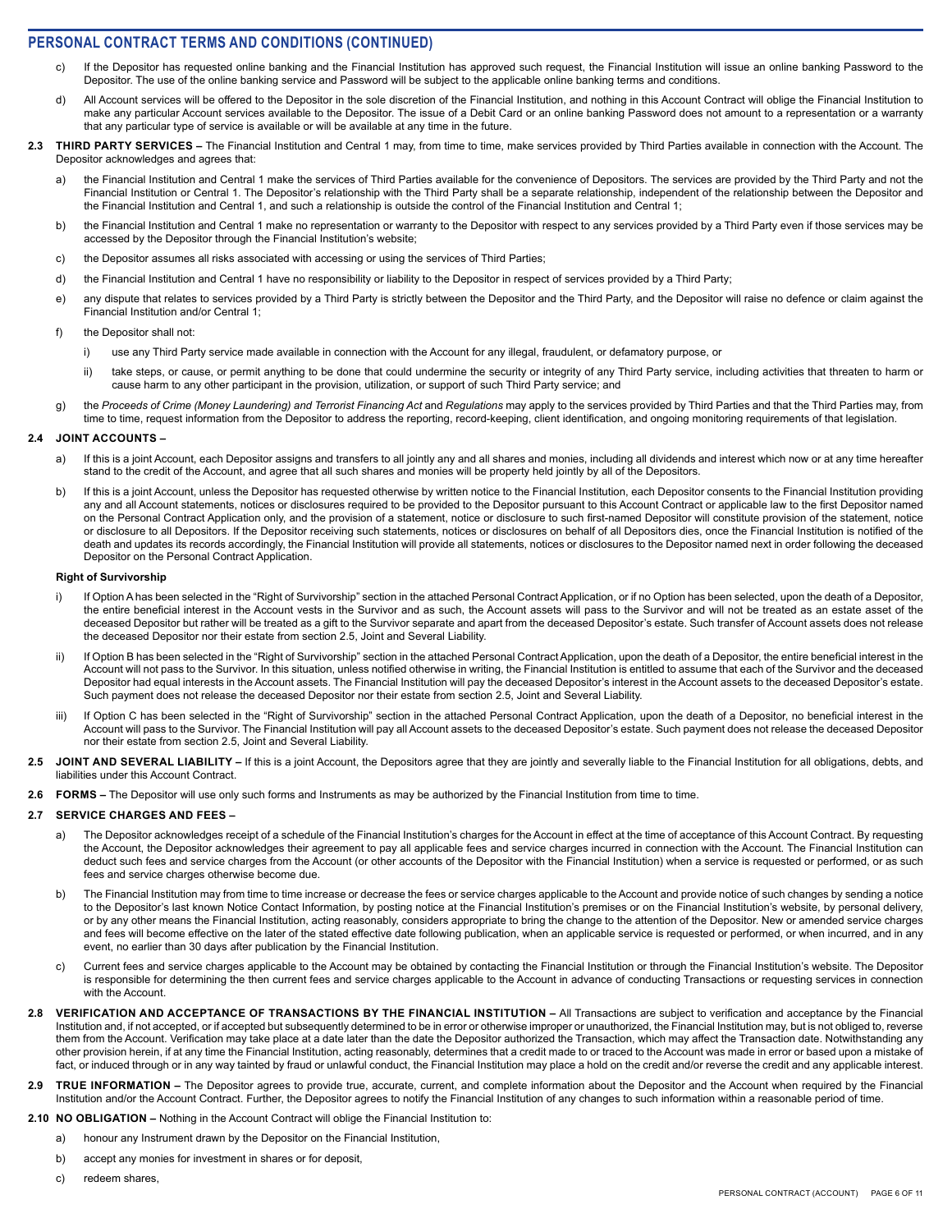## PERSONAL CONTRACT TERMS AND CONDITIONS (CONTINUED)

c) If the Depositor has requested online banking and the Financial Institution has approved such request, the Financial Institution will issue an online banking Password to the Depositor. The use of the online banking service and Password will be subject to the applicable online banking terms and conditions.

d) All Account services will be offered to the Depositor in the sole discretion of the Financial Institution, and nothing in this Account Contract will oblige the Financial Institution to make any particular Account services available to the Depositor. The issue of a Debit Card or an online banking Password does not amount to a representation or a warranty that any particular type of service is available or will be available at any time in the future.

**2.3 THIRD PARTY SERVICES –** The Financial Institution and Central 1 may, from time to time, make services provided by Third Parties available in connection with the Account. The Depositor acknowledges and agrees that:

a) the Financial Institution and Central 1 make the services of Third Parties available for the convenience of Depositors. The services are provided by the Third Party and not the Financial Institution or Central 1. The Depositor's relationship with the Third Party shall be a separate relationship, independent of the relationship between the Depositor and the Financial Institution and Central 1, and such a relationship is outside the control of the Financial Institution and Central 1;

b) the Financial Institution and Central 1 make no representation or warranty to the Depositor with respect to any services provided by a Third Party even if those services may be accessed by the Depositor through the Financial Institution's website;

c) the Depositor assumes all risks associated with accessing or using the services of Third Parties;

d) the Financial Institution and Central 1 have no responsibility or liability to the Depositor in respect of services provided by a Third Party;

e) any dispute that relates to services provided by a Third Party is strictly between the Depositor and the Third Party, and the Depositor will raise no defence or claim against the Financial Institution and/or Central 1;

f) the Depositor shall not:

i) use any Third Party service made available in connection with the Account for any illegal, fraudulent, or defamatory purpose, or

ii) take steps, or cause, or permit anything to be done that could undermine the security or integrity of any Third Party service, including activities that threaten to harm or cause harm to any other participant in the provision, utilization, or support of such Third Party service; and

g) the *Proceeds of Crime (Money Laundering) and Terrorist Financing Act* and *Regulations* may apply to the services provided by Third Parties and that the Third Parties may, from time to time, request information from the Depositor to address the reporting, record-keeping, client identification, and ongoing monitoring requirements of that legislation.

**2.4 JOINT ACCOUNTS –**

a) If this is a joint Account, each Depositor assigns and transfers to all jointly any and all shares and monies, including all dividends and interest which now or at any time hereafter stand to the credit of the Account, and agree that all such shares and monies will be property held jointly by all of the Depositors.

b) If this is a joint Account, unless the Depositor has requested otherwise by written notice to the Financial Institution, each Depositor consents to the Financial Institution providing any and all Account statements, notices or disclosures required to be provided to the Depositor pursuant to this Account Contract or applicable law to the first Depositor named on the Personal Contract Application only, and the provision of a statement, notice or disclosure to such first-named Depositor will constitute provision of the statement, notice or disclosure to all Depositors. If the Depositor receiving such statements, notices or disclosures on behalf of all Depositors dies, once the Financial Institution is notified of the death and updates its records accordingly, the Financial Institution will provide all statements, notices or disclosures to the Depositor named next in order following the deceased Depositor on the Personal Contract Application.

**Right of Survivorship**

i) If Option A has been selected in the "Right of Survivorship" section in the attached Personal Contract Application, or if no Option has been selected, upon the death of a Depositor, the entire beneficial interest in the Account vests in the Survivor and as such, the Account assets will pass to the Survivor and will not be treated as an estate asset of the deceased Depositor but rather will be treated as a gift to the Survivor separate and apart from the deceased Depositor's estate. Such transfer of Account assets does not release the deceased Depositor nor their estate from section 2.5, Joint and Several Liability.

ii) If Option B has been selected in the "Right of Survivorship" section in the attached Personal Contract Application, upon the death of a Depositor, the entire beneficial interest in the Account will not pass to the Survivor. In this situation, unless notified otherwise in writing, the Financial Institution is entitled to assume that each of the Survivor and the deceased Depositor had equal interests in the Account assets. The Financial Institution will pay the deceased Depositor's interest in the Account assets to the deceased Depositor's estate. Such payment does not release the deceased Depositor nor their estate from section 2.5, Joint and Several Liability.

iii) If Option C has been selected in the "Right of Survivorship" section in the attached Personal Contract Application, upon the death of a Depositor, no beneficial interest in the Account will pass to the Survivor. The Financial Institution will pay all Account assets to the deceased Depositor's estate. Such payment does not release the deceased Depositor nor their estate from section 2.5, Joint and Several Liability.

**2.5 JOINT AND SEVERAL LIABILITY –** If this is a joint Account, the Depositors agree that they are jointly and severally liable to the Financial Institution for all obligations, debts, and liabilities under this Account Contract.

**2.6 FORMS –** The Depositor will use only such forms and Instruments as may be authorized by the Financial Institution from time to time.

**2.7 SERVICE CHARGES AND FEES –**

a) The Depositor acknowledges receipt of a schedule of the Financial Institution's charges for the Account in effect at the time of acceptance of this Account Contract. By requesting the Account, the Depositor acknowledges their agreement to pay all applicable fees and service charges incurred in connection with the Account. The Financial Institution can deduct such fees and service charges from the Account (or other accounts of the Depositor with the Financial Institution) when a service is requested or performed, or as such fees and service charges otherwise become due.

b) The Financial Institution may from time to time increase or decrease the fees or service charges applicable to the Account and provide notice of such changes by sending a notice to the Depositor's last known Notice Contact Information, by posting notice at the Financial Institution's premises or on the Financial Institution's website, by personal delivery, or by any other means the Financial Institution, acting reasonably, considers appropriate to bring the change to the attention of the Depositor. New or amended service charges and fees will become effective on the later of the stated effective date following publication, when an applicable service is requested or performed, or when incurred, and in any event, no earlier than 30 days after publication by the Financial Institution.

c) Current fees and service charges applicable to the Account may be obtained by contacting the Financial Institution or through the Financial Institution's website. The Depositor is responsible for determining the then current fees and service charges applicable to the Account in advance of conducting Transactions or requesting services in connection with the Account.

**2.8 VERIFICATION AND ACCEPTANCE OF TRANSACTIONS BY THE FINANCIAL INSTITUTION –** All Transactions are subject to verification and acceptance by the Financial Institution and, if not accepted, or if accepted but subsequently determined to be in error or otherwise improper or unauthorized, the Financial Institution may, but is not obliged to, reverse them from the Account. Verification may take place at a date later than the date the Depositor authorized the Transaction, which may affect the Transaction date. Notwithstanding any other provision herein, if at any time the Financial Institution, acting reasonably, determines that a credit made to or traced to the Account was made in error or based upon a mistake of fact, or induced through or in any way tainted by fraud or unlawful conduct, the Financial Institution may place a hold on the credit and/or reverse the credit and any applicable interest.

**2.9 TRUE INFORMATION –** The Depositor agrees to provide true, accurate, current, and complete information about the Depositor and the Account when required by the Financial Institution and/or the Account Contract. Further, the Depositor agrees to notify the Financial Institution of any changes to such information within a reasonable period of time.

**2.10 NO OBLIGATION –** Nothing in the Account Contract will oblige the Financial Institution to:

a) honour any Instrument drawn by the Depositor on the Financial Institution,

b) accept any monies for investment in shares or for deposit,

c) redeem shares,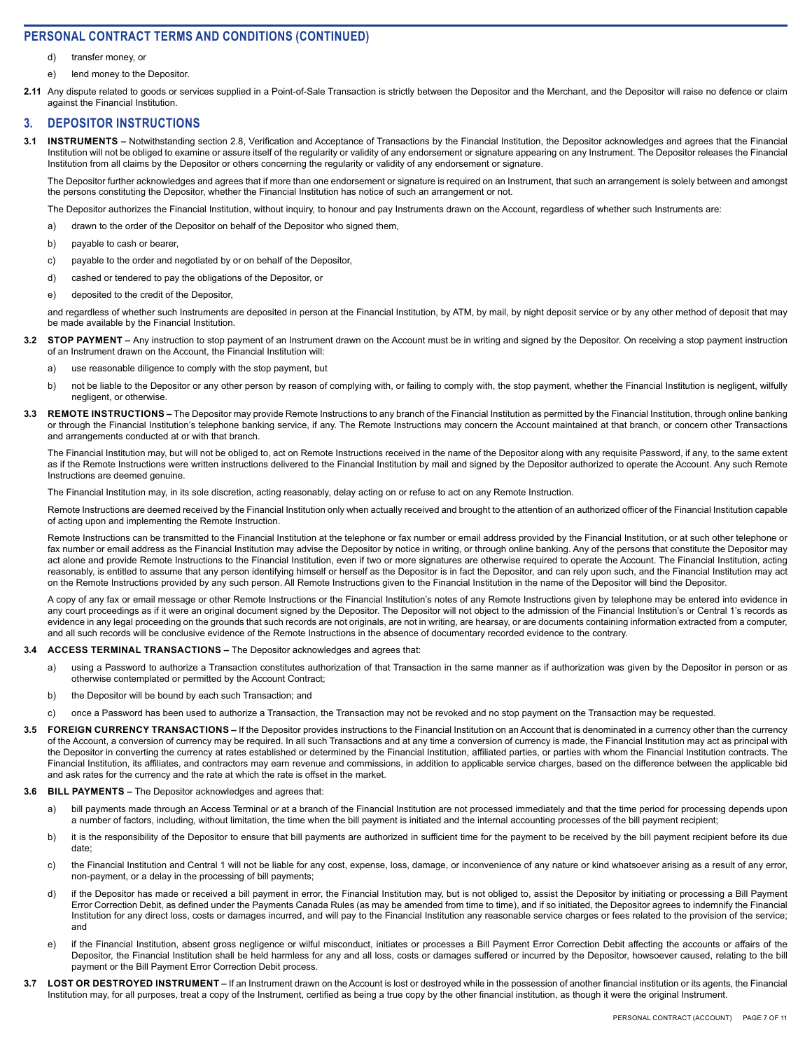- d) transfer money, or
- e) lend money to the Depositor.

**2.11** Any dispute related to goods or services supplied in a Point-of-Sale Transaction is strictly between the Depositor and the Merchant, and the Depositor will raise no defence or claim against the Financial Institution.

## 3. DEPOSITOR INSTRUCTIONS

**3.1 INSTRUMENTS –** Notwithstanding section 2.8, Verification and Acceptance of Transactions by the Financial Institution, the Depositor acknowledges and agrees that the Financial Institution will not be obliged to examine or assure itself of the regularity or validity of any endorsement or signature appearing on any Instrument. The Depositor releases the Financial Institution from all claims by the Depositor or others concerning the regularity or validity of any endorsement or signature.

The Depositor further acknowledges and agrees that if more than one endorsement or signature is required on an Instrument, that such an arrangement is solely between and amongst the persons constituting the Depositor, whether the Financial Institution has notice of such an arrangement or not.

The Depositor authorizes the Financial Institution, without inquiry, to honour and pay Instruments drawn on the Account, regardless of whether such Instruments are:

- a) drawn to the order of the Depositor on behalf of the Depositor who signed them,
- b) payable to cash or bearer,
- c) payable to the order and negotiated by or on behalf of the Depositor,
- d) cashed or tendered to pay the obligations of the Depositor, or
- e) deposited to the credit of the Depositor,

and regardless of whether such Instruments are deposited in person at the Financial Institution, by ATM, by mail, by night deposit service or by any other method of deposit that may be made available by the Financial Institution.

**3.2 STOP PAYMENT –** Any instruction to stop payment of an Instrument drawn on the Account must be in writing and signed by the Depositor. On receiving a stop payment instruction of an Instrument drawn on the Account, the Financial Institution will:

- a) use reasonable diligence to comply with the stop payment, but
- b) not be liable to the Depositor or any other person by reason of complying with, or failing to comply with, the stop payment, whether the Financial Institution is negligent, wilfully negligent, or otherwise.

**3.3 REMOTE INSTRUCTIONS –** The Depositor may provide Remote Instructions to any branch of the Financial Institution as permitted by the Financial Institution, through online banking or through the Financial Institution's telephone banking service, if any. The Remote Instructions may concern the Account maintained at that branch, or concern other Transactions and arrangements conducted at or with that branch.

The Financial Institution may, but will not be obliged to, act on Remote Instructions received in the name of the Depositor along with any requisite Password, if any, to the same extent as if the Remote Instructions were written instructions delivered to the Financial Institution by mail and signed by the Depositor authorized to operate the Account. Any such Remote Instructions are deemed genuine.

The Financial Institution may, in its sole discretion, acting reasonably, delay acting on or refuse to act on any Remote Instruction.

Remote Instructions are deemed received by the Financial Institution only when actually received and brought to the attention of an authorized officer of the Financial Institution capable of acting upon and implementing the Remote Instruction.

Remote Instructions can be transmitted to the Financial Institution at the telephone or fax number or email address provided by the Financial Institution, or at such other telephone or fax number or email address as the Financial Institution may advise the Depositor by notice in writing, or through online banking. Any of the persons that constitute the Depositor may act alone and provide Remote Instructions to the Financial Institution, even if two or more signatures are otherwise required to operate the Account. The Financial Institution, acting reasonably, is entitled to assume that any person identifying himself or herself as the Depositor is in fact the Depositor, and can rely upon such, and the Financial Institution may act on the Remote Instructions provided by any such person. All Remote Instructions given to the Financial Institution in the name of the Depositor will bind the Depositor.

A copy of any fax or email message or other Remote Instructions or the Financial Institution's notes of any Remote Instructions given by telephone may be entered into evidence in any court proceedings as if it were an original document signed by the Depositor. The Depositor will not object to the admission of the Financial Institution's or Central 1's records as evidence in any legal proceeding on the grounds that such records are not originals, are not in writing, are hearsay, or are documents containing information extracted from a computer, and all such records will be conclusive evidence of the Remote Instructions in the absence of documentary recorded evidence to the contrary.

**3.4 ACCESS TERMINAL TRANSACTIONS –** The Depositor acknowledges and agrees that:

- a) using a Password to authorize a Transaction constitutes authorization of that Transaction in the same manner as if authorization was given by the Depositor in person or as otherwise contemplated or permitted by the Account Contract;
- b) the Depositor will be bound by each such Transaction; and
- c) once a Password has been used to authorize a Transaction, the Transaction may not be revoked and no stop payment on the Transaction may be requested.

**3.5 FOREIGN CURRENCY TRANSACTIONS –** If the Depositor provides instructions to the Financial Institution on an Account that is denominated in a currency other than the currency of the Account, a conversion of currency may be required. In all such Transactions and at any time a conversion of currency is made, the Financial Institution may act as principal with the Depositor in converting the currency at rates established or determined by the Financial Institution, affiliated parties, or parties with whom the Financial Institution contracts. The Financial Institution, its affiliates, and contractors may earn revenue and commissions, in addition to applicable service charges, based on the difference between the applicable bid and ask rates for the currency and the rate at which the rate is offset in the market.

**3.6 BILL PAYMENTS –** The Depositor acknowledges and agrees that:

- a) bill payments made through an Access Terminal or at a branch of the Financial Institution are not processed immediately and that the time period for processing depends upon a number of factors, including, without limitation, the time when the bill payment is initiated and the internal accounting processes of the bill payment recipient;
- b) it is the responsibility of the Depositor to ensure that bill payments are authorized in sufficient time for the payment to be received by the bill payment recipient before its due date;
- c) the Financial Institution and Central 1 will not be liable for any cost, expense, loss, damage, or inconvenience of any nature or kind whatsoever arising as a result of any error, non-payment, or a delay in the processing of bill payments;
- d) if the Depositor has made or received a bill payment in error, the Financial Institution may, but is not obliged to, assist the Depositor by initiating or processing a Bill Payment Error Correction Debit, as defined under the Payments Canada Rules (as may be amended from time to time), and if so initiated, the Depositor agrees to indemnify the Financial Institution for any direct loss, costs or damages incurred, and will pay to the Financial Institution any reasonable service charges or fees related to the provision of the service; and
- e) if the Financial Institution, absent gross negligence or wilful misconduct, initiates or processes a Bill Payment Error Correction Debit affecting the accounts or affairs of the Depositor, the Financial Institution shall be held harmless for any and all loss, costs or damages suffered or incurred by the Depositor, howsoever caused, relating to the bill payment or the Bill Payment Error Correction Debit process.

**3.7 LOST OR DESTROYED INSTRUMENT –** If an Instrument drawn on the Account is lost or destroyed while in the possession of another financial institution or its agents, the Financial Institution may, for all purposes, treat a copy of the Instrument, certified as being a true copy by the other financial institution, as though it were the original Instrument.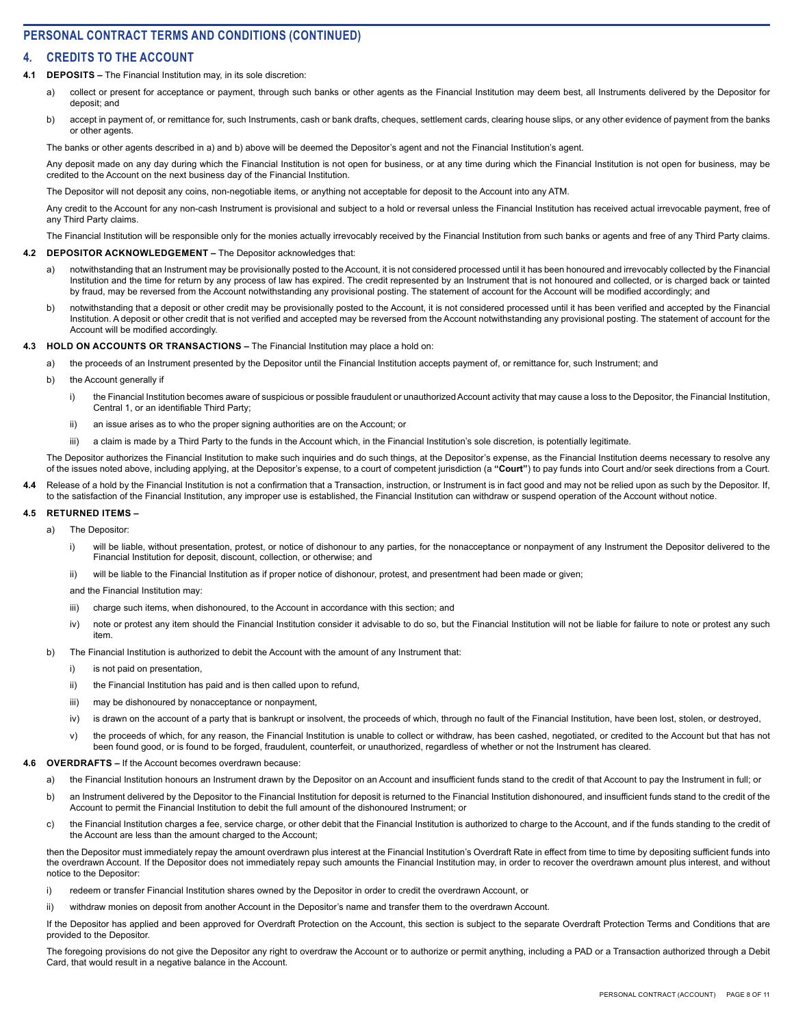## PERSONAL CONTRACT TERMS AND CONDITIONS (CONTINUED)

## 4. CREDITS TO THE ACCOUNT

**4.1 DEPOSITS –** The Financial Institution may, in its sole discretion:

a) collect or present for acceptance or payment, through such banks or other agents as the Financial Institution may deem best, all Instruments delivered by the Depositor for deposit; and

b) accept in payment of, or remittance for, such Instruments, cash or bank drafts, cheques, settlement cards, clearing house slips, or any other evidence of payment from the banks or other agents.

The banks or other agents described in a) and b) above will be deemed the Depositor's agent and not the Financial Institution's agent.

Any deposit made on any day during which the Financial Institution is not open for business, or at any time during which the Financial Institution is not open for business, may be credited to the Account on the next business day of the Financial Institution.

The Depositor will not deposit any coins, non-negotiable items, or anything not acceptable for deposit to the Account into any ATM.

Any credit to the Account for any non-cash Instrument is provisional and subject to a hold or reversal unless the Financial Institution has received actual irrevocable payment, free of any Third Party claims.

The Financial Institution will be responsible only for the monies actually irrevocably received by the Financial Institution from such banks or agents and free of any Third Party claims.

**4.2 DEPOSITOR ACKNOWLEDGEMENT –** The Depositor acknowledges that:

a) notwithstanding that an Instrument may be provisionally posted to the Account, it is not considered processed until it has been honoured and irrevocably collected by the Financial Institution and the time for return by any process of law has expired. The credit represented by an Instrument that is not honoured and collected, or is charged back or tainted by fraud, may be reversed from the Account notwithstanding any provisional posting. The statement of account for the Account will be modified accordingly; and

b) notwithstanding that a deposit or other credit may be provisionally posted to the Account, it is not considered processed until it has been verified and accepted by the Financial Institution. A deposit or other credit that is not verified and accepted may be reversed from the Account notwithstanding any provisional posting. The statement of account for the Account will be modified accordingly.

**4.3 HOLD ON ACCOUNTS OR TRANSACTIONS –** The Financial Institution may place a hold on:

a) the proceeds of an Instrument presented by the Depositor until the Financial Institution accepts payment of, or remittance for, such Instrument; and

b) the Account generally if

   i) the Financial Institution becomes aware of suspicious or possible fraudulent or unauthorized Account activity that may cause a loss to the Depositor, the Financial Institution, Central 1, or an identifiable Third Party;

   ii) an issue arises as to who the proper signing authorities are on the Account; or

   iii) a claim is made by a Third Party to the funds in the Account which, in the Financial Institution's sole discretion, is potentially legitimate.

The Depositor authorizes the Financial Institution to make such inquiries and do such things, at the Depositor's expense, as the Financial Institution deems necessary to resolve any of the issues noted above, including applying, at the Depositor's expense, to a court of competent jurisdiction (a **"Court"**) to pay funds into Court and/or seek directions from a Court.

**4.4** Release of a hold by the Financial Institution is not a confirmation that a Transaction, instruction, or Instrument is in fact good and may not be relied upon as such by the Depositor. If, to the satisfaction of the Financial Institution, any improper use is established, the Financial Institution can withdraw or suspend operation of the Account without notice.

**4.5 RETURNED ITEMS –**

a) The Depositor:

   i) will be liable, without presentation, protest, or notice of dishonour to any parties, for the nonacceptance or nonpayment of any Instrument the Depositor delivered to the Financial Institution for deposit, discount, collection, or otherwise; and

   ii) will be liable to the Financial Institution as if proper notice of dishonour, protest, and presentment had been made or given;

   and the Financial Institution may:

   iii) charge such items, when dishonoured, to the Account in accordance with this section; and

   iv) note or protest any item should the Financial Institution consider it advisable to do so, but the Financial Institution will not be liable for failure to note or protest any such item.

b) The Financial Institution is authorized to debit the Account with the amount of any Instrument that:

   i) is not paid on presentation,

   ii) the Financial Institution has paid and is then called upon to refund,

   iii) may be dishonoured by nonacceptance or nonpayment,

   iv) is drawn on the account of a party that is bankrupt or insolvent, the proceeds of which, through no fault of the Financial Institution, have been lost, stolen, or destroyed,

   v) the proceeds of which, for any reason, the Financial Institution is unable to collect or withdraw, has been cashed, negotiated, or credited to the Account but that has not been found good, or is found to be forged, fraudulent, counterfeit, or unauthorized, regardless of whether or not the Instrument has cleared.

**4.6 OVERDRAFTS –** If the Account becomes overdrawn because:

a) the Financial Institution honours an Instrument drawn by the Depositor on an Account and insufficient funds stand to the credit of that Account to pay the Instrument in full; or

b) an Instrument delivered by the Depositor to the Financial Institution for deposit is returned to the Financial Institution dishonoured, and insufficient funds stand to the credit of the Account to permit the Financial Institution to debit the full amount of the dishonoured Instrument; or

c) the Financial Institution charges a fee, service charge, or other debit that the Financial Institution is authorized to charge to the Account, and if the funds standing to the credit of the Account are less than the amount charged to the Account;

then the Depositor must immediately repay the amount overdrawn plus interest at the Financial Institution's Overdraft Rate in effect from time to time by depositing sufficient funds into the overdrawn Account. If the Depositor does not immediately repay such amounts the Financial Institution may, in order to recover the overdrawn amount plus interest, and without notice to the Depositor:

i) redeem or transfer Financial Institution shares owned by the Depositor in order to credit the overdrawn Account, or

ii) withdraw monies on deposit from another Account in the Depositor's name and transfer them to the overdrawn Account.

If the Depositor has applied and been approved for Overdraft Protection on the Account, this section is subject to the separate Overdraft Protection Terms and Conditions that are provided to the Depositor.

The foregoing provisions do not give the Depositor any right to overdraw the Account or to authorize or permit anything, including a PAD or a Transaction authorized through a Debit Card, that would result in a negative balance in the Account.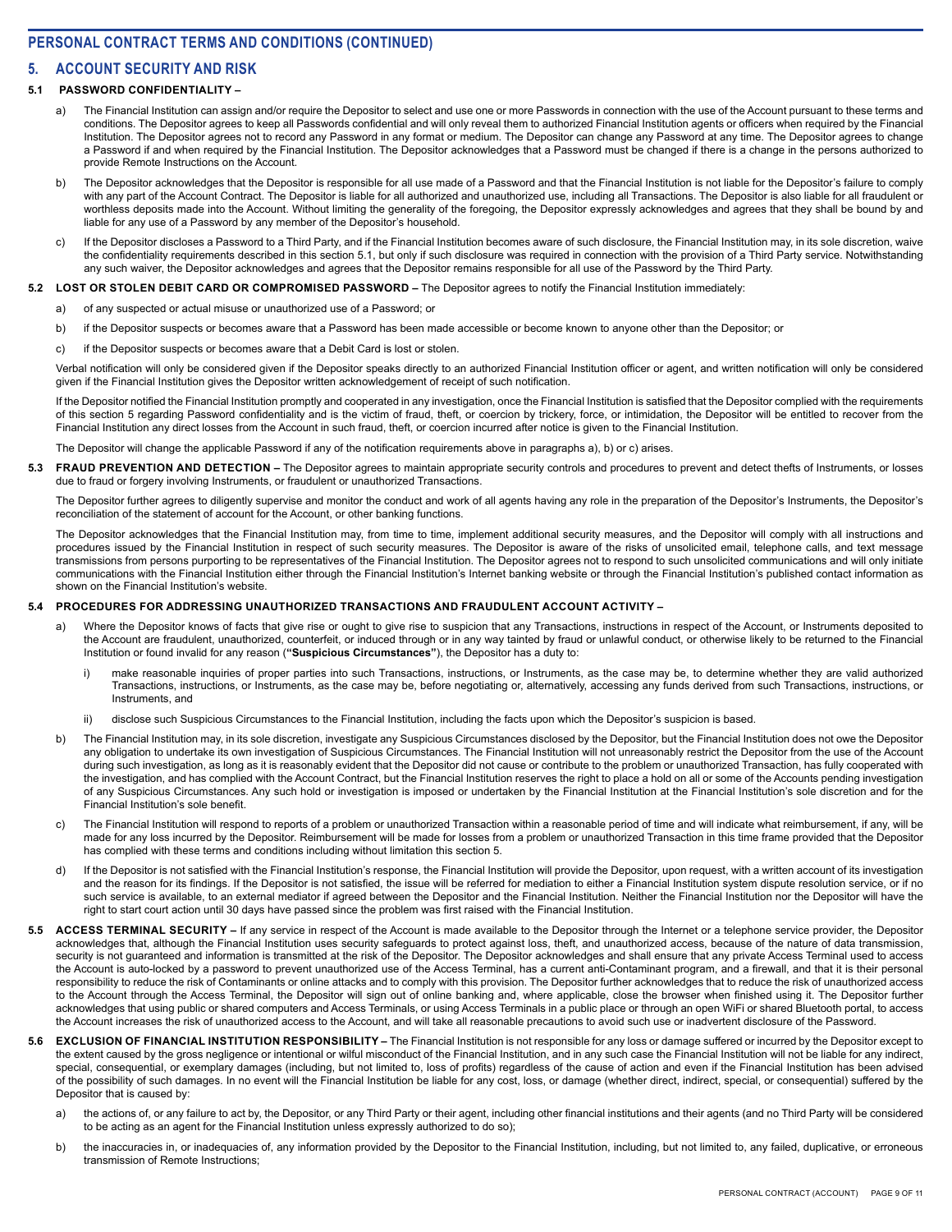## PERSONAL CONTRACT TERMS AND CONDITIONS (CONTINUED)

## 5. ACCOUNT SECURITY AND RISK

### 5.1 PASSWORD CONFIDENTIALITY –

a) The Financial Institution can assign and/or require the Depositor to select and use one or more Passwords in connection with the use of the Account pursuant to these terms and conditions. The Depositor agrees to keep all Passwords confidential and will only reveal them to authorized Financial Institution agents or officers when required by the Financial Institution. The Depositor agrees not to record any Password in any format or medium. The Depositor can change any Password at any time. The Depositor agrees to change a Password if and when required by the Financial Institution. The Depositor acknowledges that a Password must be changed if there is a change in the persons authorized to provide Remote Instructions on the Account.

b) The Depositor acknowledges that the Depositor is responsible for all use made of a Password and that the Financial Institution is not liable for the Depositor's failure to comply with any part of the Account Contract. The Depositor is liable for all authorized and unauthorized use, including all Transactions. The Depositor is also liable for all fraudulent or worthless deposits made into the Account. Without limiting the generality of the foregoing, the Depositor expressly acknowledges and agrees that they shall be bound by and liable for any use of a Password by any member of the Depositor's household.

c) If the Depositor discloses a Password to a Third Party, and if the Financial Institution becomes aware of such disclosure, the Financial Institution may, in its sole discretion, waive the confidentiality requirements described in this section 5.1, but only if such disclosure was required in connection with the provision of a Third Party service. Notwithstanding any such waiver, the Depositor acknowledges and agrees that the Depositor remains responsible for all use of the Password by the Third Party.

**5.2 LOST OR STOLEN DEBIT CARD OR COMPROMISED PASSWORD –** The Depositor agrees to notify the Financial Institution immediately:

a) of any suspected or actual misuse or unauthorized use of a Password; or

b) if the Depositor suspects or becomes aware that a Password has been made accessible or become known to anyone other than the Depositor; or

c) if the Depositor suspects or becomes aware that a Debit Card is lost or stolen.

Verbal notification will only be considered given if the Depositor speaks directly to an authorized Financial Institution officer or agent, and written notification will only be considered given if the Financial Institution gives the Depositor written acknowledgement of receipt of such notification.

If the Depositor notified the Financial Institution promptly and cooperated in any investigation, once the Financial Institution is satisfied that the Depositor complied with the requirements of this section 5 regarding Password confidentiality and is the victim of fraud, theft, or coercion by trickery, force, or intimidation, the Depositor will be entitled to recover from the Financial Institution any direct losses from the Account in such fraud, theft, or coercion incurred after notice is given to the Financial Institution.

The Depositor will change the applicable Password if any of the notification requirements above in paragraphs a), b) or c) arises.

**5.3 FRAUD PREVENTION AND DETECTION –** The Depositor agrees to maintain appropriate security controls and procedures to prevent and detect thefts of Instruments, or losses due to fraud or forgery involving Instruments, or fraudulent or unauthorized Transactions.

The Depositor further agrees to diligently supervise and monitor the conduct and work of all agents having any role in the preparation of the Depositor's Instruments, the Depositor's reconciliation of the statement of account for the Account, or other banking functions.

The Depositor acknowledges that the Financial Institution may, from time to time, implement additional security measures, and the Depositor will comply with all instructions and procedures issued by the Financial Institution in respect of such security measures. The Depositor is aware of the risks of unsolicited email, telephone calls, and text message transmissions from persons purporting to be representatives of the Financial Institution. The Depositor agrees not to respond to such unsolicited communications and will only initiate communications with the Financial Institution either through the Financial Institution's Internet banking website or through the Financial Institution's published contact information as shown on the Financial Institution's website.

### 5.4 PROCEDURES FOR ADDRESSING UNAUTHORIZED TRANSACTIONS AND FRAUDULENT ACCOUNT ACTIVITY –

a) Where the Depositor knows of facts that give rise or ought to give rise to suspicion that any Transactions, instructions in respect of the Account, or Instruments deposited to the Account are fraudulent, unauthorized, counterfeit, or induced through or in any way tainted by fraud or unlawful conduct, or otherwise likely to be returned to the Financial Institution or found invalid for any reason (**"Suspicious Circumstances"**), the Depositor has a duty to:

   i) make reasonable inquiries of proper parties into such Transactions, instructions, or Instruments, as the case may be, to determine whether they are valid authorized Transactions, instructions, or Instruments, as the case may be, before negotiating or, alternatively, accessing any funds derived from such Transactions, instructions, or Instruments, and

   ii) disclose such Suspicious Circumstances to the Financial Institution, including the facts upon which the Depositor's suspicion is based.

b) The Financial Institution may, in its sole discretion, investigate any Suspicious Circumstances disclosed by the Depositor, but the Financial Institution does not owe the Depositor any obligation to undertake its own investigation of Suspicious Circumstances. The Financial Institution will not unreasonably restrict the Depositor from the use of the Account during such investigation, as long as it is reasonably evident that the Depositor did not cause or contribute to the problem or unauthorized Transaction, has fully cooperated with the investigation, and has complied with the Account Contract, but the Financial Institution reserves the right to place a hold on all or some of the Accounts pending investigation of any Suspicious Circumstances. Any such hold or investigation is imposed or undertaken by the Financial Institution at the Financial Institution's sole discretion and for the Financial Institution's sole benefit.

c) The Financial Institution will respond to reports of a problem or unauthorized Transaction within a reasonable period of time and will indicate what reimbursement, if any, will be made for any loss incurred by the Depositor. Reimbursement will be made for losses from a problem or unauthorized Transaction in this time frame provided that the Depositor has complied with these terms and conditions including without limitation this section 5.

d) If the Depositor is not satisfied with the Financial Institution's response, the Financial Institution will provide the Depositor, upon request, with a written account of its investigation and the reason for its findings. If the Depositor is not satisfied, the issue will be referred for mediation to either a Financial Institution system dispute resolution service, or if no such service is available, to an external mediator if agreed between the Depositor and the Financial Institution. Neither the Financial Institution nor the Depositor will have the right to start court action until 30 days have passed since the problem was first raised with the Financial Institution.

**5.5 ACCESS TERMINAL SECURITY –** If any service in respect of the Account is made available to the Depositor through the Internet or a telephone service provider, the Depositor acknowledges that, although the Financial Institution uses security safeguards to protect against loss, theft, and unauthorized access, because of the nature of data transmission, security is not guaranteed and information is transmitted at the risk of the Depositor. The Depositor acknowledges and shall ensure that any private Access Terminal used to access the Account is auto-locked by a password to prevent unauthorized use of the Access Terminal, has a current anti-Contaminant program, and a firewall, and that it is their personal responsibility to reduce the risk of Contaminants or online attacks and to comply with this provision. The Depositor further acknowledges that to reduce the risk of unauthorized access to the Account through the Access Terminal, the Depositor will sign out of online banking and, where applicable, close the browser when finished using it. The Depositor further acknowledges that using public or shared computers and Access Terminals, or using Access Terminals in a public place or through an open WiFi or shared Bluetooth portal, to access the Account increases the risk of unauthorized access to the Account, and will take all reasonable precautions to avoid such use or inadvertent disclosure of the Password.

**5.6 EXCLUSION OF FINANCIAL INSTITUTION RESPONSIBILITY –** The Financial Institution is not responsible for any loss or damage suffered or incurred by the Depositor except to the extent caused by the gross negligence or intentional or wilful misconduct of the Financial Institution, and in any such case the Financial Institution will not be liable for any indirect, special, consequential, or exemplary damages (including, but not limited to, loss of profits) regardless of the cause of action and even if the Financial Institution has been advised of the possibility of such damages. In no event will the Financial Institution be liable for any cost, loss, or damage (whether direct, indirect, special, or consequential) suffered by the Depositor that is caused by:

a) the actions of, or any failure to act by, the Depositor, or any Third Party or their agent, including other financial institutions and their agents (and no Third Party will be considered to be acting as an agent for the Financial Institution unless expressly authorized to do so);

b) the inaccuracies in, or inadequacies of, any information provided by the Depositor to the Financial Institution, including, but not limited to, any failed, duplicative, or erroneous transmission of Remote Instructions;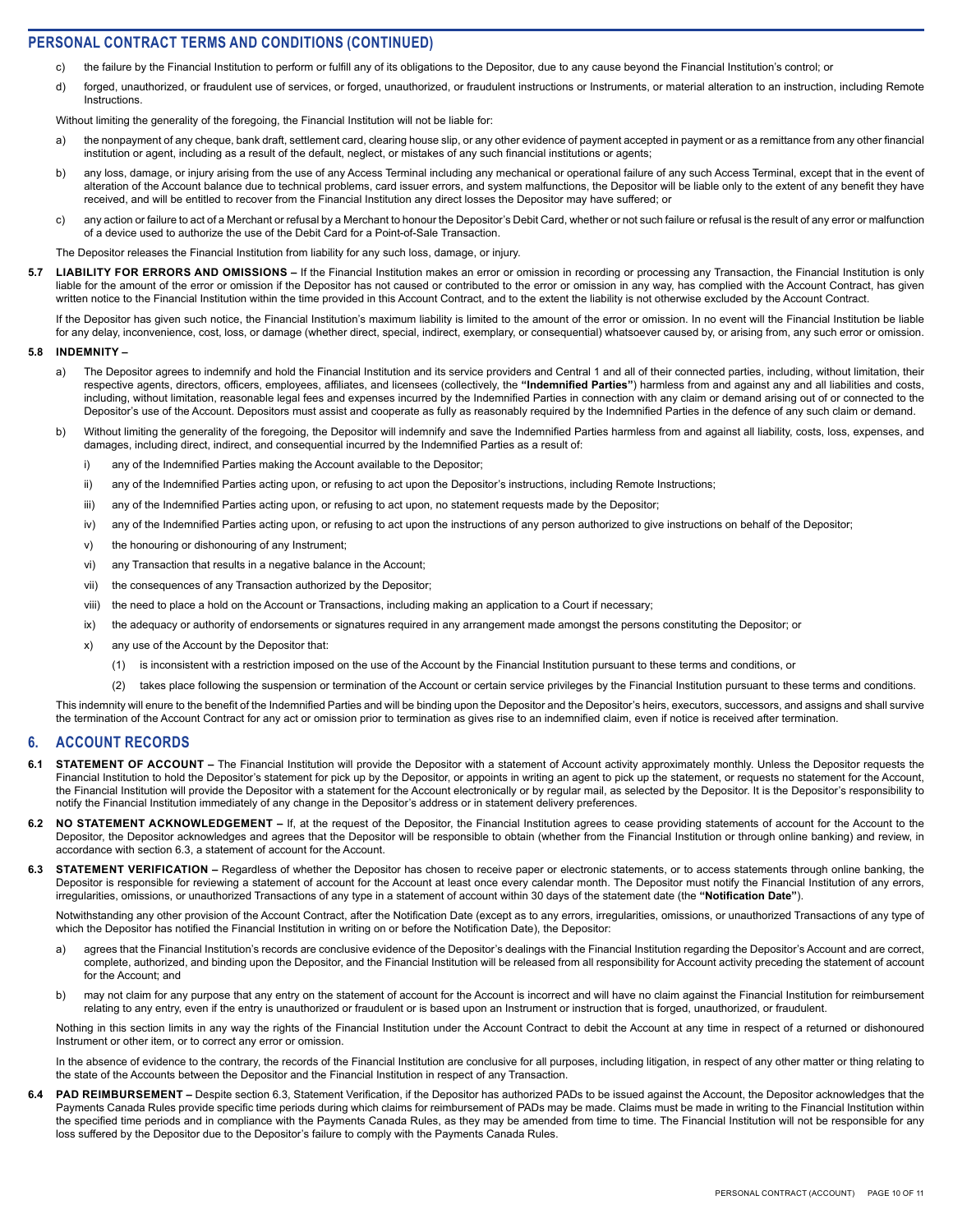## PERSONAL CONTRACT TERMS AND CONDITIONS (CONTINUED)

c) the failure by the Financial Institution to perform or fulfill any of its obligations to the Depositor, due to any cause beyond the Financial Institution's control; or

d) forged, unauthorized, or fraudulent use of services, or forged, unauthorized, or fraudulent instructions or Instruments, or material alteration to an instruction, including Remote Instructions.

Without limiting the generality of the foregoing, the Financial Institution will not be liable for:

a) the nonpayment of any cheque, bank draft, settlement card, clearing house slip, or any other evidence of payment accepted in payment or as a remittance from any other financial institution or agent, including as a result of the default, neglect, or mistakes of any such financial institutions or agents;

b) any loss, damage, or injury arising from the use of any Access Terminal including any mechanical or operational failure of any such Access Terminal, except that in the event of alteration of the Account balance due to technical problems, card issuer errors, and system malfunctions, the Depositor will be liable only to the extent of any benefit they have received, and will be entitled to recover from the Financial Institution any direct losses the Depositor may have suffered; or

c) any action or failure to act of a Merchant or refusal by a Merchant to honour the Depositor's Debit Card, whether or not such failure or refusal is the result of any error or malfunction of a device used to authorize the use of the Debit Card for a Point-of-Sale Transaction.

The Depositor releases the Financial Institution from liability for any such loss, damage, or injury.

**5.7 LIABILITY FOR ERRORS AND OMISSIONS –** If the Financial Institution makes an error or omission in recording or processing any Transaction, the Financial Institution is only liable for the amount of the error or omission if the Depositor has not caused or contributed to the error or omission in any way, has complied with the Account Contract, has given written notice to the Financial Institution within the time provided in this Account Contract, and to the extent the liability is not otherwise excluded by the Account Contract.

If the Depositor has given such notice, the Financial Institution's maximum liability is limited to the amount of the error or omission. In no event will the Financial Institution be liable for any delay, inconvenience, cost, loss, or damage (whether direct, special, indirect, exemplary, or consequential) whatsoever caused by, or arising from, any such error or omission.

**5.8 INDEMNITY –**

a) The Depositor agrees to indemnify and hold the Financial Institution and its service providers and Central 1 and all of their connected parties, including, without limitation, their respective agents, directors, officers, employees, affiliates, and licensees (collectively, the **"Indemnified Parties"**) harmless from and against any and all liabilities and costs, including, without limitation, reasonable legal fees and expenses incurred by the Indemnified Parties in connection with any claim or demand arising out of or connected to the Depositor's use of the Account. Depositors must assist and cooperate as fully as reasonably required by the Indemnified Parties in the defence of any such claim or demand.

b) Without limiting the generality of the foregoing, the Depositor will indemnify and save the Indemnified Parties harmless from and against all liability, costs, loss, expenses, and damages, including direct, indirect, and consequential incurred by the Indemnified Parties as a result of:

i) any of the Indemnified Parties making the Account available to the Depositor;

ii) any of the Indemnified Parties acting upon, or refusing to act upon the Depositor's instructions, including Remote Instructions;

iii) any of the Indemnified Parties acting upon, or refusing to act upon, no statement requests made by the Depositor;

iv) any of the Indemnified Parties acting upon, or refusing to act upon the instructions of any person authorized to give instructions on behalf of the Depositor;

v) the honouring or dishonouring of any Instrument;

vi) any Transaction that results in a negative balance in the Account;

vii) the consequences of any Transaction authorized by the Depositor;

viii) the need to place a hold on the Account or Transactions, including making an application to a Court if necessary;

ix) the adequacy or authority of endorsements or signatures required in any arrangement made amongst the persons constituting the Depositor; or

x) any use of the Account by the Depositor that:

(1) is inconsistent with a restriction imposed on the use of the Account by the Financial Institution pursuant to these terms and conditions, or

(2) takes place following the suspension or termination of the Account or certain service privileges by the Financial Institution pursuant to these terms and conditions.

This indemnity will enure to the benefit of the Indemnified Parties and will be binding upon the Depositor and the Depositor's heirs, executors, successors, and assigns and shall survive the termination of the Account Contract for any act or omission prior to termination as gives rise to an indemnified claim, even if notice is received after termination.

## 6. ACCOUNT RECORDS

**6.1 STATEMENT OF ACCOUNT –** The Financial Institution will provide the Depositor with a statement of Account activity approximately monthly. Unless the Depositor requests the Financial Institution to hold the Depositor's statement for pick up by the Depositor, or appoints in writing an agent to pick up the statement, or requests no statement for the Account, the Financial Institution will provide the Depositor with a statement for the Account electronically or by regular mail, as selected by the Depositor. It is the Depositor's responsibility to notify the Financial Institution immediately of any change in the Depositor's address or in statement delivery preferences.

**6.2 NO STATEMENT ACKNOWLEDGEMENT –** If, at the request of the Depositor, the Financial Institution agrees to cease providing statements of account for the Account to the Depositor, the Depositor acknowledges and agrees that the Depositor will be responsible to obtain (whether from the Financial Institution or through online banking) and review, in accordance with section 6.3, a statement of account for the Account.

**6.3 STATEMENT VERIFICATION –** Regardless of whether the Depositor has chosen to receive paper or electronic statements, or to access statements through online banking, the Depositor is responsible for reviewing a statement of account for the Account at least once every calendar month. The Depositor must notify the Financial Institution of any errors, irregularities, omissions, or unauthorized Transactions of any type in a statement of account within 30 days of the statement date (the **"Notification Date"**).

Notwithstanding any other provision of the Account Contract, after the Notification Date (except as to any errors, irregularities, omissions, or unauthorized Transactions of any type of which the Depositor has notified the Financial Institution in writing on or before the Notification Date), the Depositor:

a) agrees that the Financial Institution's records are conclusive evidence of the Depositor's dealings with the Financial Institution regarding the Depositor's Account and are correct, complete, authorized, and binding upon the Depositor, and the Financial Institution will be released from all responsibility for Account activity preceding the statement of account for the Account; and

b) may not claim for any purpose that any entry on the statement of account for the Account is incorrect and will have no claim against the Financial Institution for reimbursement relating to any entry, even if the entry is unauthorized or fraudulent or is based upon an Instrument or instruction that is forged, unauthorized, or fraudulent.

Nothing in this section limits in any way the rights of the Financial Institution under the Account Contract to debit the Account at any time in respect of a returned or dishonoured Instrument or other item, or to correct any error or omission.

In the absence of evidence to the contrary, the records of the Financial Institution are conclusive for all purposes, including litigation, in respect of any other matter or thing relating to the state of the Accounts between the Depositor and the Financial Institution in respect of any Transaction.

**6.4 PAD REIMBURSEMENT –** Despite section 6.3, Statement Verification, if the Depositor has authorized PADs to be issued against the Account, the Depositor acknowledges that the Payments Canada Rules provide specific time periods during which claims for reimbursement of PADs may be made. Claims must be made in writing to the Financial Institution within the specified time periods and in compliance with the Payments Canada Rules, as they may be amended from time to time. The Financial Institution will not be responsible for any loss suffered by the Depositor due to the Depositor's failure to comply with the Payments Canada Rules.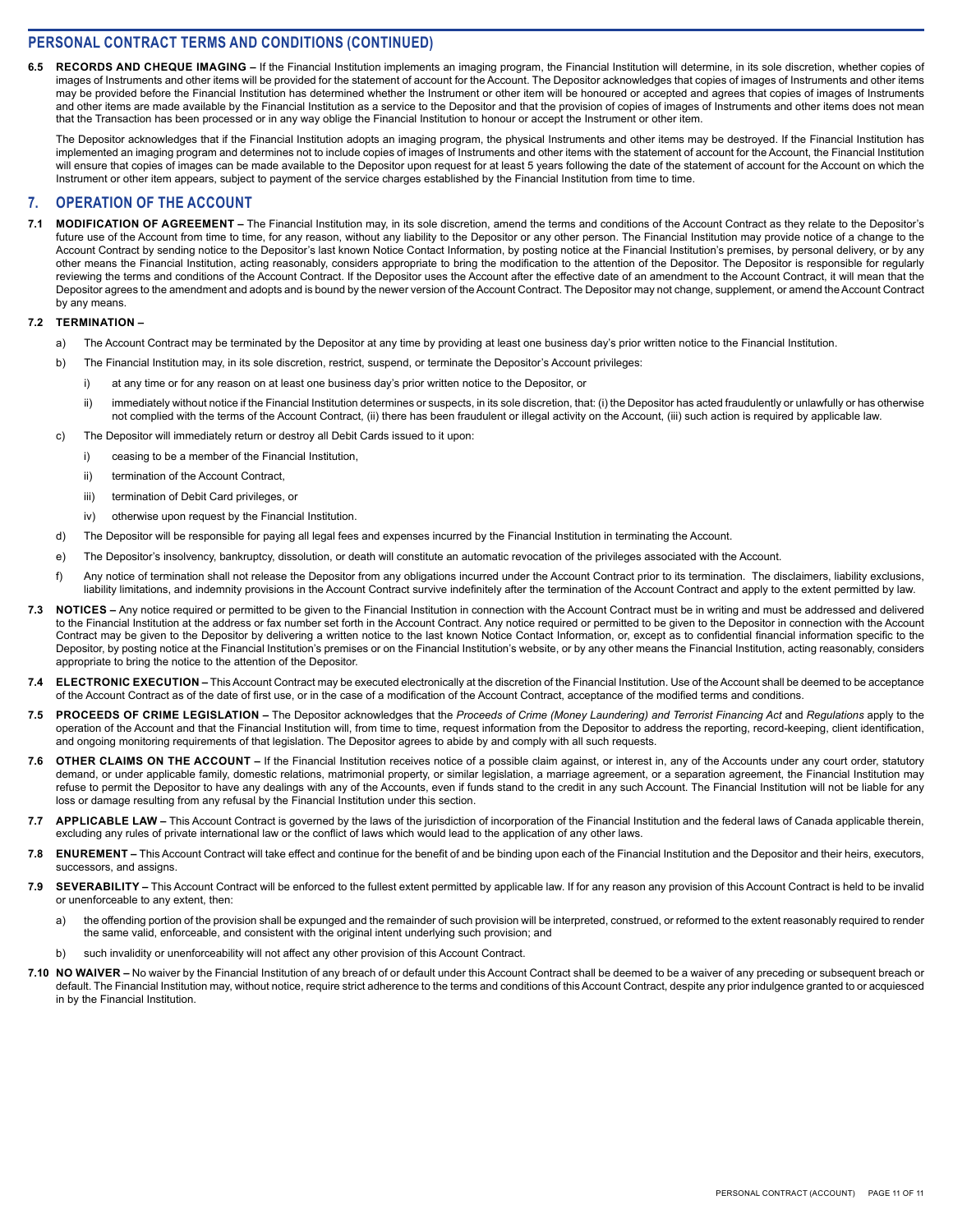## PERSONAL CONTRACT TERMS AND CONDITIONS (CONTINUED)

**6.5 RECORDS AND CHEQUE IMAGING –** If the Financial Institution implements an imaging program, the Financial Institution will determine, in its sole discretion, whether copies of images of Instruments and other items will be provided for the statement of account for the Account. The Depositor acknowledges that copies of images of Instruments and other items may be provided before the Financial Institution has determined whether the Instrument or other item will be honoured or accepted and agrees that copies of images of Instruments and other items are made available by the Financial Institution as a service to the Depositor and that the provision of copies of images of Instruments and other items does not mean that the Transaction has been processed or in any way oblige the Financial Institution to honour or accept the Instrument or other item.

The Depositor acknowledges that if the Financial Institution adopts an imaging program, the physical Instruments and other items may be destroyed. If the Financial Institution has implemented an imaging program and determines not to include copies of images of Instruments and other items with the statement of account for the Account, the Financial Institution will ensure that copies of images can be made available to the Depositor upon request for at least 5 years following the date of the statement of account for the Account on which the Instrument or other item appears, subject to payment of the service charges established by the Financial Institution from time to time.

## 7. OPERATION OF THE ACCOUNT

**7.1 MODIFICATION OF AGREEMENT –** The Financial Institution may, in its sole discretion, amend the terms and conditions of the Account Contract as they relate to the Depositor's future use of the Account from time to time, for any reason, without any liability to the Depositor or any other person. The Financial Institution may provide notice of a change to the Account Contract by sending notice to the Depositor's last known Notice Contact Information, by posting notice at the Financial Institution's premises, by personal delivery, or by any other means the Financial Institution, acting reasonably, considers appropriate to bring the modification to the attention of the Depositor. The Depositor is responsible for regularly reviewing the terms and conditions of the Account Contract. If the Depositor uses the Account after the effective date of an amendment to the Account Contract, it will mean that the Depositor agrees to the amendment and adopts and is bound by the newer version of the Account Contract. The Depositor may not change, supplement, or amend the Account Contract by any means.

**7.2 TERMINATION –**

a) The Account Contract may be terminated by the Depositor at any time by providing at least one business day's prior written notice to the Financial Institution.

b) The Financial Institution may, in its sole discretion, restrict, suspend, or terminate the Depositor's Account privileges:

   i) at any time or for any reason on at least one business day's prior written notice to the Depositor, or

   ii) immediately without notice if the Financial Institution determines or suspects, in its sole discretion, that: (i) the Depositor has acted fraudulently or unlawfully or has otherwise not complied with the terms of the Account Contract, (ii) there has been fraudulent or illegal activity on the Account, (iii) such action is required by applicable law.

c) The Depositor will immediately return or destroy all Debit Cards issued to it upon:

   i) ceasing to be a member of the Financial Institution,

   ii) termination of the Account Contract,

   iii) termination of Debit Card privileges, or

   iv) otherwise upon request by the Financial Institution.

d) The Depositor will be responsible for paying all legal fees and expenses incurred by the Financial Institution in terminating the Account.

e) The Depositor's insolvency, bankruptcy, dissolution, or death will constitute an automatic revocation of the privileges associated with the Account.

f) Any notice of termination shall not release the Depositor from any obligations incurred under the Account Contract prior to its termination. The disclaimers, liability exclusions, liability limitations, and indemnity provisions in the Account Contract survive indefinitely after the termination of the Account Contract and apply to the extent permitted by law.

**7.3 NOTICES –** Any notice required or permitted to be given to the Financial Institution in connection with the Account Contract must be in writing and must be addressed and delivered to the Financial Institution at the address or fax number set forth in the Account Contract. Any notice required or permitted to be given to the Depositor in connection with the Account Contract may be given to the Depositor by delivering a written notice to the last known Notice Contact Information, or, except as to confidential financial information specific to the Depositor, by posting notice at the Financial Institution's premises or on the Financial Institution's website, or by any other means the Financial Institution, acting reasonably, considers appropriate to bring the notice to the attention of the Depositor.

**7.4 ELECTRONIC EXECUTION –** This Account Contract may be executed electronically at the discretion of the Financial Institution. Use of the Account shall be deemed to be acceptance of the Account Contract as of the date of first use, or in the case of a modification of the Account Contract, acceptance of the modified terms and conditions.

**7.5 PROCEEDS OF CRIME LEGISLATION –** The Depositor acknowledges that the *Proceeds of Crime (Money Laundering) and Terrorist Financing Act* and *Regulations* apply to the operation of the Account and that the Financial Institution will, from time to time, request information from the Depositor to address the reporting, record-keeping, client identification, and ongoing monitoring requirements of that legislation. The Depositor agrees to abide by and comply with all such requests.

**7.6 OTHER CLAIMS ON THE ACCOUNT –** If the Financial Institution receives notice of a possible claim against, or interest in, any of the Accounts under any court order, statutory demand, or under applicable family, domestic relations, matrimonial property, or similar legislation, a marriage agreement, or a separation agreement, the Financial Institution may refuse to permit the Depositor to have any dealings with any of the Accounts, even if funds stand to the credit in any such Account. The Financial Institution will not be liable for any loss or damage resulting from any refusal by the Financial Institution under this section.

**7.7 APPLICABLE LAW –** This Account Contract is governed by the laws of the jurisdiction of incorporation of the Financial Institution and the federal laws of Canada applicable therein, excluding any rules of private international law or the conflict of laws which would lead to the application of any other laws.

**7.8 ENUREMENT –** This Account Contract will take effect and continue for the benefit of and be binding upon each of the Financial Institution and the Depositor and their heirs, executors, successors, and assigns.

**7.9 SEVERABILITY –** This Account Contract will be enforced to the fullest extent permitted by applicable law. If for any reason any provision of this Account Contract is held to be invalid or unenforceable to any extent, then:

a) the offending portion of the provision shall be expunged and the remainder of such provision will be interpreted, construed, or reformed to the extent reasonably required to render the same valid, enforceable, and consistent with the original intent underlying such provision; and

b) such invalidity or unenforceability will not affect any other provision of this Account Contract.

**7.10 NO WAIVER –** No waiver by the Financial Institution of any breach of or default under this Account Contract shall be deemed to be a waiver of any preceding or subsequent breach or default. The Financial Institution may, without notice, require strict adherence to the terms and conditions of this Account Contract, despite any prior indulgence granted to or acquiesced in by the Financial Institution.